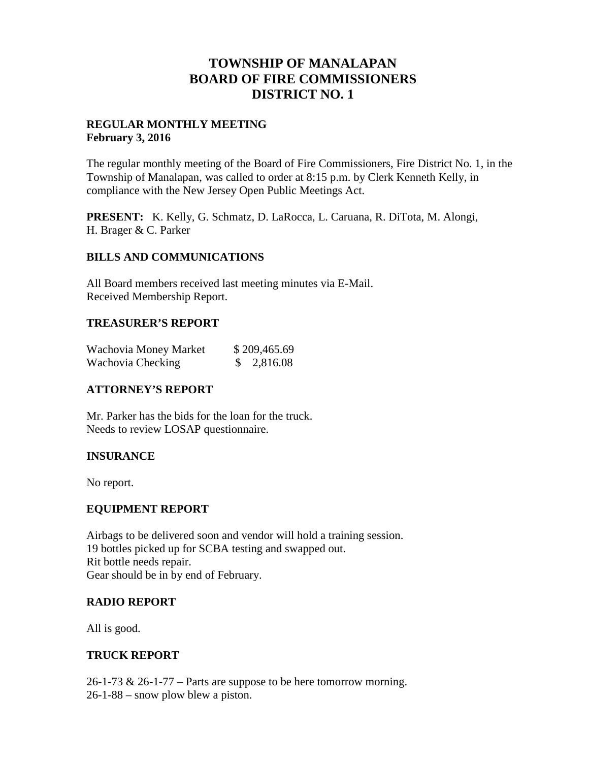# TOWNSHIP OF MANALAPAN
# BOARD OF FIRE COMMISSIONERS
# DISTRICT NO. 1

**REGULAR MONTHLY MEETING**
**February 3, 2016**

The regular monthly meeting of the Board of Fire Commissioners, Fire District No. 1, in the Township of Manalapan, was called to order at 8:15 p.m. by Clerk Kenneth Kelly, in compliance with the New Jersey Open Public Meetings Act.

**PRESENT:** K. Kelly, G. Schmatz, D. LaRocca, L. Caruana, R. DiTota, M. Alongi, H. Brager & C. Parker

## BILLS AND COMMUNICATIONS

All Board members received last meeting minutes via E-Mail.
Received Membership Report.

## TREASURER'S REPORT

| | |
|---|---|
| Wachovia Money Market | $ 209,465.69 |
| Wachovia Checking | $ 2,816.08 |

## ATTORNEY'S REPORT

Mr. Parker has the bids for the loan for the truck.
Needs to review LOSAP questionnaire.

## INSURANCE

No report.

## EQUIPMENT REPORT

Airbags to be delivered soon and vendor will hold a training session.
19 bottles picked up for SCBA testing and swapped out.
Rit bottle needs repair.
Gear should be in by end of February.

## RADIO REPORT

All is good.

## TRUCK REPORT

26-1-73 & 26-1-77 – Parts are suppose to be here tomorrow morning.
26-1-88 – snow plow blew a piston.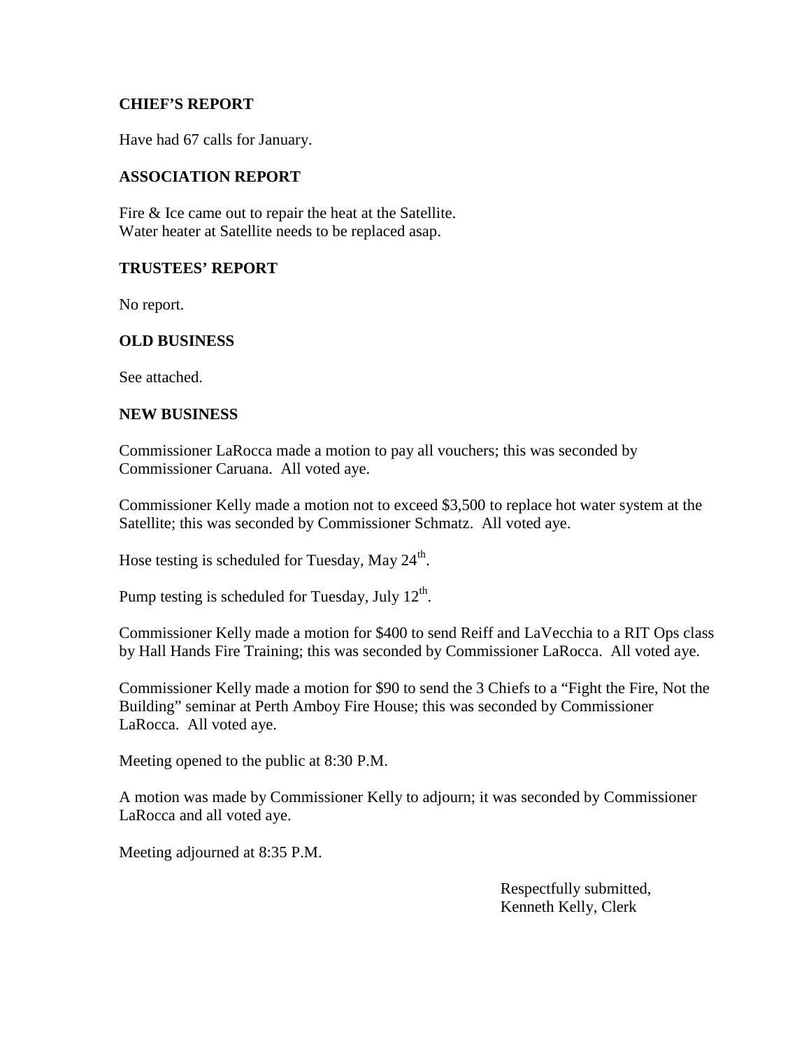### CHIEF'S REPORT

Have had 67 calls for January.

### ASSOCIATION REPORT

Fire & Ice came out to repair the heat at the Satellite.
Water heater at Satellite needs to be replaced asap.

### TRUSTEES' REPORT

No report.

### OLD BUSINESS

See attached.

### NEW BUSINESS

Commissioner LaRocca made a motion to pay all vouchers; this was seconded by Commissioner Caruana. All voted aye.

Commissioner Kelly made a motion not to exceed $3,500 to replace hot water system at the Satellite; this was seconded by Commissioner Schmatz. All voted aye.

Hose testing is scheduled for Tuesday, May 24th.

Pump testing is scheduled for Tuesday, July 12th.

Commissioner Kelly made a motion for $400 to send Reiff and LaVecchia to a RIT Ops class by Hall Hands Fire Training; this was seconded by Commissioner LaRocca. All voted aye.

Commissioner Kelly made a motion for $90 to send the 3 Chiefs to a "Fight the Fire, Not the Building" seminar at Perth Amboy Fire House; this was seconded by Commissioner LaRocca. All voted aye.

Meeting opened to the public at 8:30 P.M.

A motion was made by Commissioner Kelly to adjourn; it was seconded by Commissioner LaRocca and all voted aye.

Meeting adjourned at 8:35 P.M.

Respectfully submitted,
Kenneth Kelly, Clerk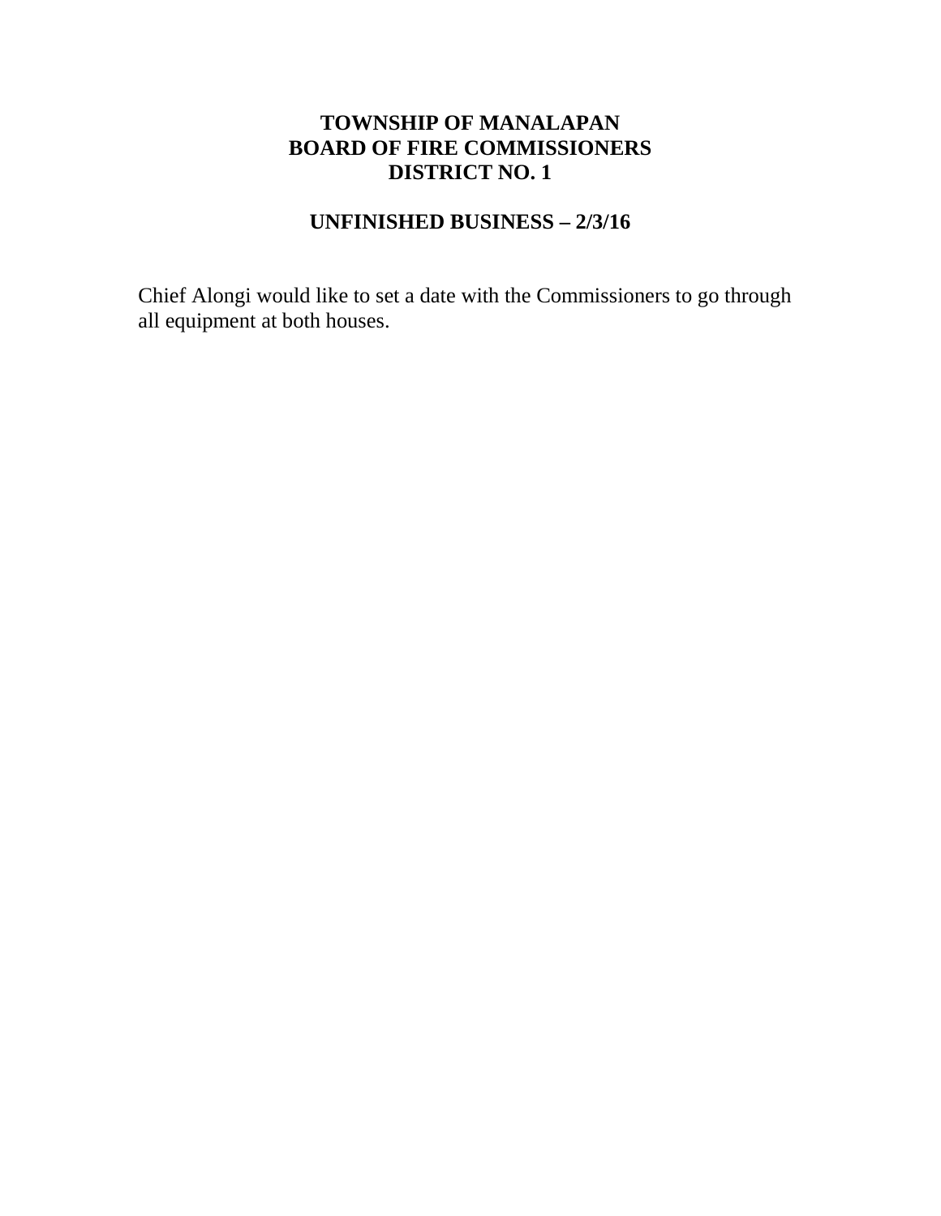**TOWNSHIP OF MANALAPAN**
**BOARD OF FIRE COMMISSIONERS**
**DISTRICT NO. 1**

**UNFINISHED BUSINESS – 2/3/16**

Chief Alongi would like to set a date with the Commissioners to go through all equipment at both houses.